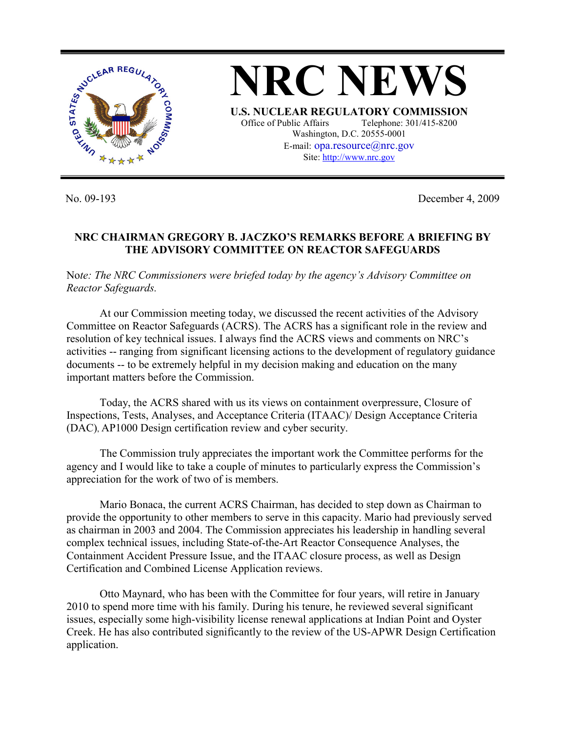# NRC NEWS

**U.S. NUCLEAR REGULATORY COMMISSION**

Office of Public Affairs Telephone: 301/415-8200
Washington, D.C. 20555-0001
E-mail: opa.resource@nrc.gov
Site: http://www.nrc.gov

No. 09-193 December 4, 2009

**NRC CHAIRMAN GREGORY B. JACZKO'S REMARKS BEFORE A BRIEFING BY THE ADVISORY COMMITTEE ON REACTOR SAFEGUARDS**

No*te: The NRC Commissioners were briefed today by the agency's Advisory Committee on Reactor Safeguards.*

At our Commission meeting today, we discussed the recent activities of the Advisory Committee on Reactor Safeguards (ACRS). The ACRS has a significant role in the review and resolution of key technical issues. I always find the ACRS views and comments on NRC's activities -- ranging from significant licensing actions to the development of regulatory guidance documents -- to be extremely helpful in my decision making and education on the many important matters before the Commission.

Today, the ACRS shared with us its views on containment overpressure, Closure of Inspections, Tests, Analyses, and Acceptance Criteria (ITAAC)/ Design Acceptance Criteria (DAC), AP1000 Design certification review and cyber security.

The Commission truly appreciates the important work the Committee performs for the agency and I would like to take a couple of minutes to particularly express the Commission's appreciation for the work of two of is members.

Mario Bonaca, the current ACRS Chairman, has decided to step down as Chairman to provide the opportunity to other members to serve in this capacity. Mario had previously served as chairman in 2003 and 2004. The Commission appreciates his leadership in handling several complex technical issues, including State-of-the-Art Reactor Consequence Analyses, the Containment Accident Pressure Issue, and the ITAAC closure process, as well as Design Certification and Combined License Application reviews.

Otto Maynard, who has been with the Committee for four years, will retire in January 2010 to spend more time with his family. During his tenure, he reviewed several significant issues, especially some high-visibility license renewal applications at Indian Point and Oyster Creek. He has also contributed significantly to the review of the US-APWR Design Certification application.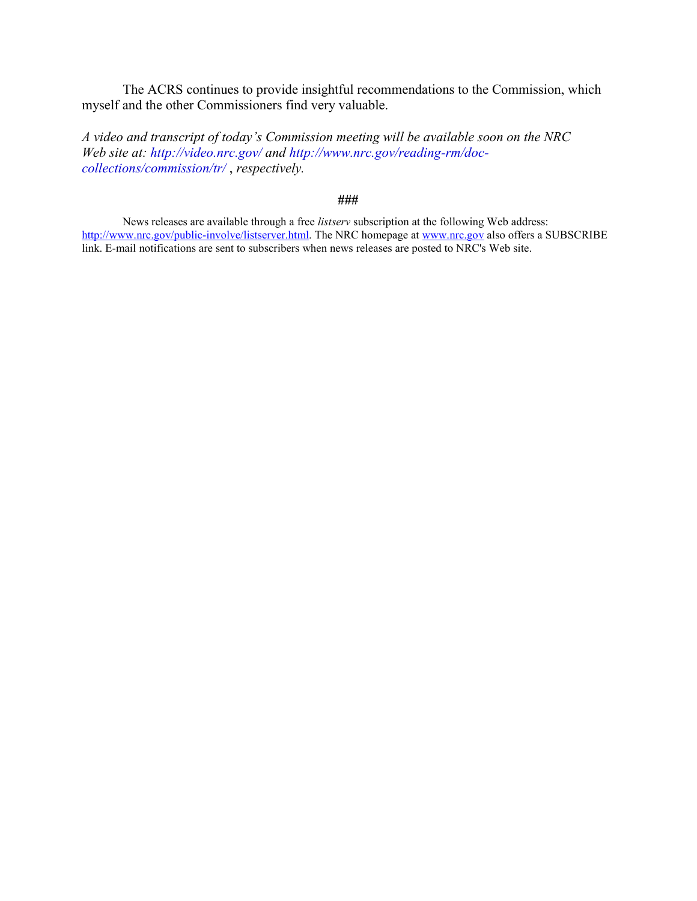The ACRS continues to provide insightful recommendations to the Commission, which myself and the other Commissioners find very valuable.

*A video and transcript of today's Commission meeting will be available soon on the NRC Web site at: http://video.nrc.gov/ and http://www.nrc.gov/reading-rm/doc-collections/commission/tr/ , respectively.*

###

News releases are available through a free *listserv* subscription at the following Web address: http://www.nrc.gov/public-involve/listserver.html. The NRC homepage at www.nrc.gov also offers a SUBSCRIBE link. E-mail notifications are sent to subscribers when news releases are posted to NRC's Web site.